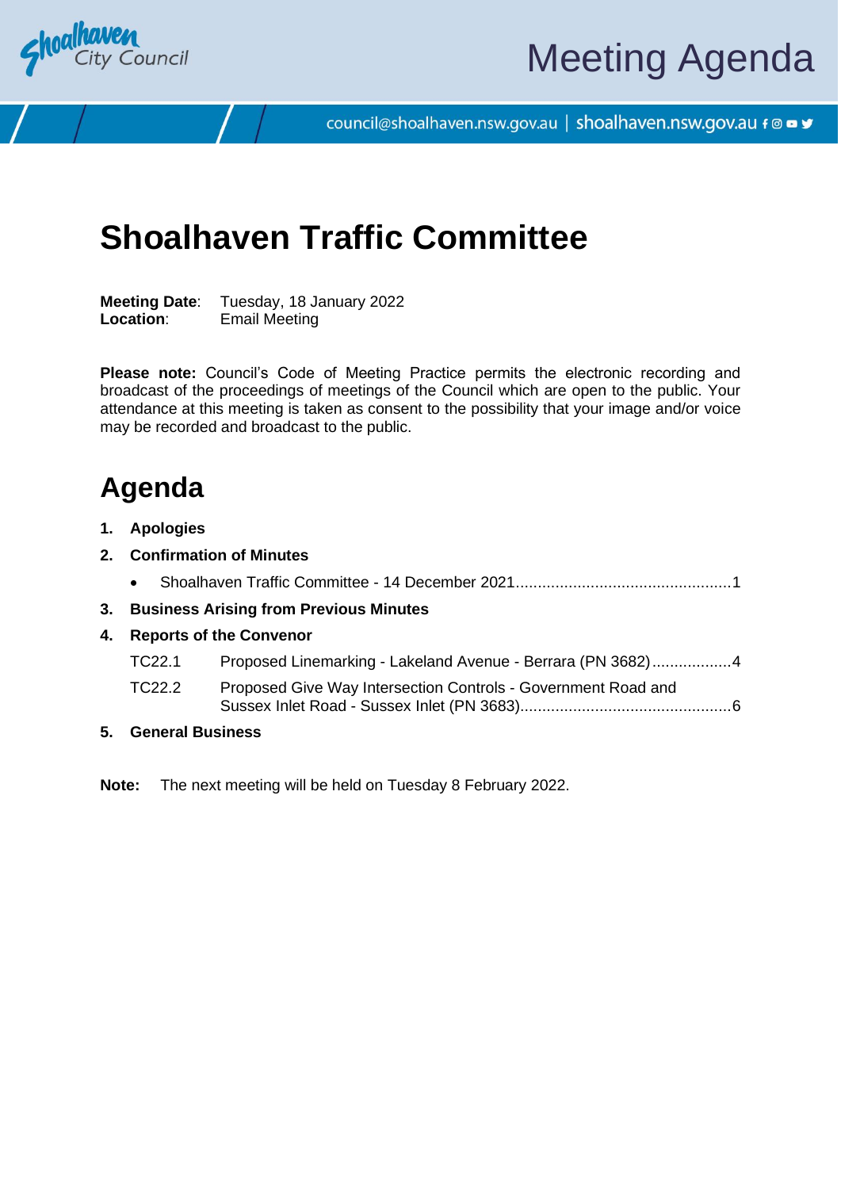Shoalhaven City Council

# Meeting Agenda

council@shoalhaven.nsw.gov.au | shoalhaven.nsw.gov.au

# Shoalhaven Traffic Committee

**Meeting Date**: Tuesday, 18 January 2022
**Location**: Email Meeting

**Please note:** Council's Code of Meeting Practice permits the electronic recording and broadcast of the proceedings of meetings of the Council which are open to the public. Your attendance at this meeting is taken as consent to the possibility that your image and/or voice may be recorded and broadcast to the public.

## Agenda

**1. Apologies**

**2. Confirmation of Minutes**

- Shoalhaven Traffic Committee - 14 December 2021 ................................................. 1

**3. Business Arising from Previous Minutes**

**4. Reports of the Convenor**

TC22.1 Proposed Linemarking - Lakeland Avenue - Berrara (PN 3682) .................. 4

TC22.2 Proposed Give Way Intersection Controls - Government Road and Sussex Inlet Road - Sussex Inlet (PN 3683) ................................................ 6

**5. General Business**

**Note:** The next meeting will be held on Tuesday 8 February 2022.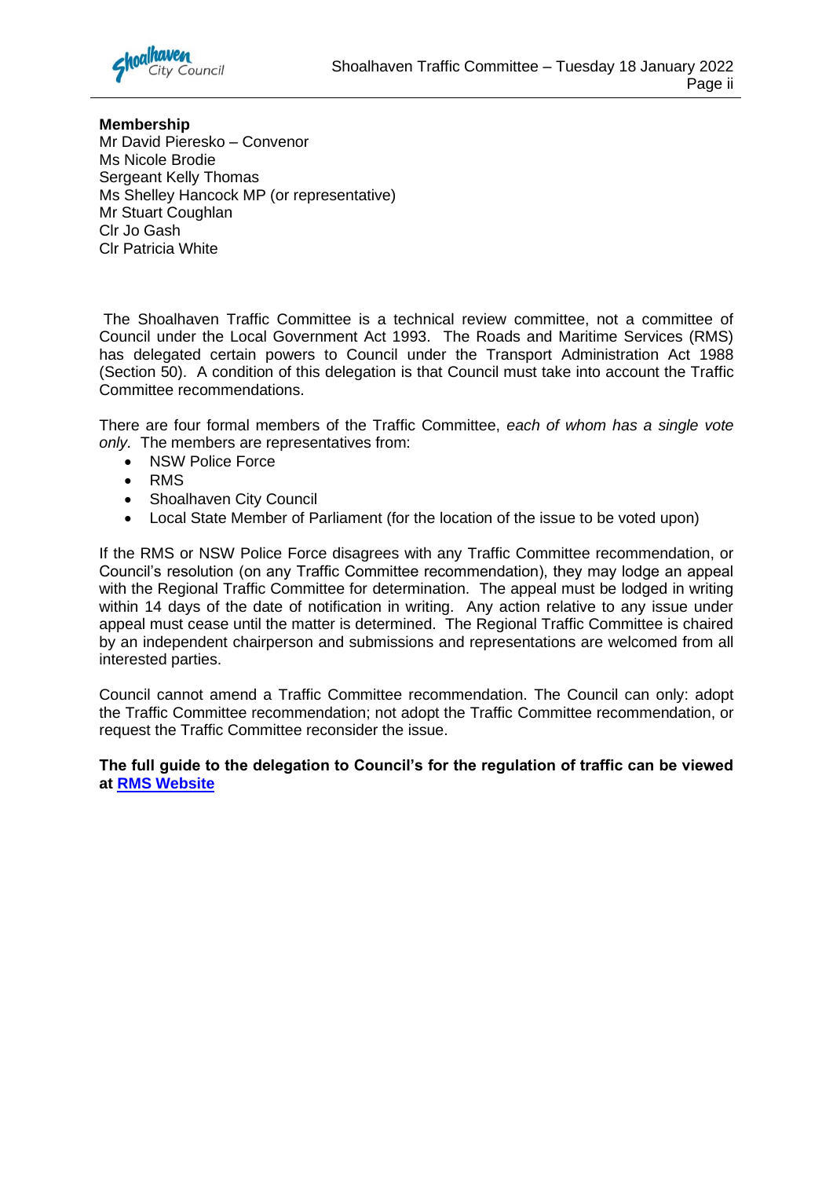**Membership**
Mr David Pieresko – Convenor
Ms Nicole Brodie
Sergeant Kelly Thomas
Ms Shelley Hancock MP (or representative)
Mr Stuart Coughlan
Clr Jo Gash
Clr Patricia White

The Shoalhaven Traffic Committee is a technical review committee, not a committee of Council under the Local Government Act 1993. The Roads and Maritime Services (RMS) has delegated certain powers to Council under the Transport Administration Act 1988 (Section 50). A condition of this delegation is that Council must take into account the Traffic Committee recommendations.

There are four formal members of the Traffic Committee, *each of whom has a single vote only*. The members are representatives from:

- NSW Police Force
- RMS
- Shoalhaven City Council
- Local State Member of Parliament (for the location of the issue to be voted upon)

If the RMS or NSW Police Force disagrees with any Traffic Committee recommendation, or Council's resolution (on any Traffic Committee recommendation), they may lodge an appeal with the Regional Traffic Committee for determination. The appeal must be lodged in writing within 14 days of the date of notification in writing. Any action relative to any issue under appeal must cease until the matter is determined. The Regional Traffic Committee is chaired by an independent chairperson and submissions and representations are welcomed from all interested parties.

Council cannot amend a Traffic Committee recommendation. The Council can only: adopt the Traffic Committee recommendation; not adopt the Traffic Committee recommendation, or request the Traffic Committee reconsider the issue.

**The full guide to the delegation to Council's for the regulation of traffic can be viewed at [RMS Website]**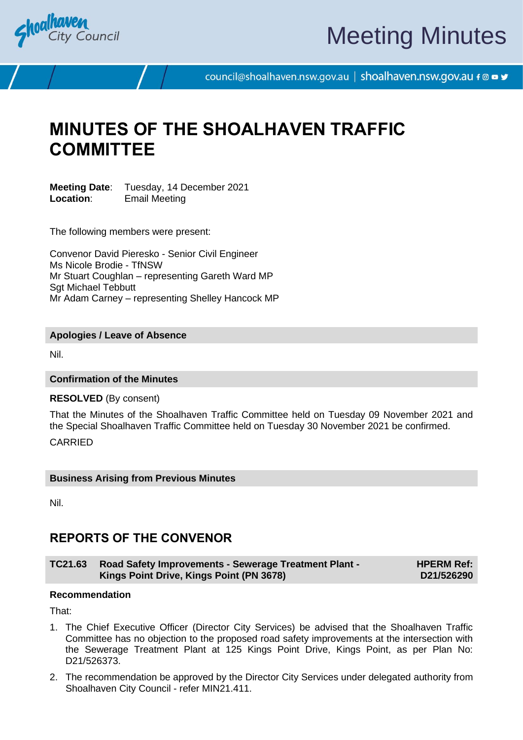# MINUTES OF THE SHOALHAVEN TRAFFIC COMMITTEE

**Meeting Date**: Tuesday, 14 December 2021
**Location**: Email Meeting

The following members were present:

Convenor David Pieresko - Senior Civil Engineer
Ms Nicole Brodie - TfNSW
Mr Stuart Coughlan – representing Gareth Ward MP
Sgt Michael Tebbutt
Mr Adam Carney – representing Shelley Hancock MP

### Apologies / Leave of Absence

Nil.

### Confirmation of the Minutes

**RESOLVED** (By consent)

That the Minutes of the Shoalhaven Traffic Committee held on Tuesday 09 November 2021 and the Special Shoalhaven Traffic Committee held on Tuesday 30 November 2021 be confirmed.

CARRIED

### Business Arising from Previous Minutes

Nil.

## REPORTS OF THE CONVENOR

### TC21.63 Road Safety Improvements - Sewerage Treatment Plant - Kings Point Drive, Kings Point (PN 3678)

**HPERM Ref: D21/526290**

**Recommendation**

That:

1. The Chief Executive Officer (Director City Services) be advised that the Shoalhaven Traffic Committee has no objection to the proposed road safety improvements at the intersection with the Sewerage Treatment Plant at 125 Kings Point Drive, Kings Point, as per Plan No: D21/526373.
2. The recommendation be approved by the Director City Services under delegated authority from Shoalhaven City Council - refer MIN21.411.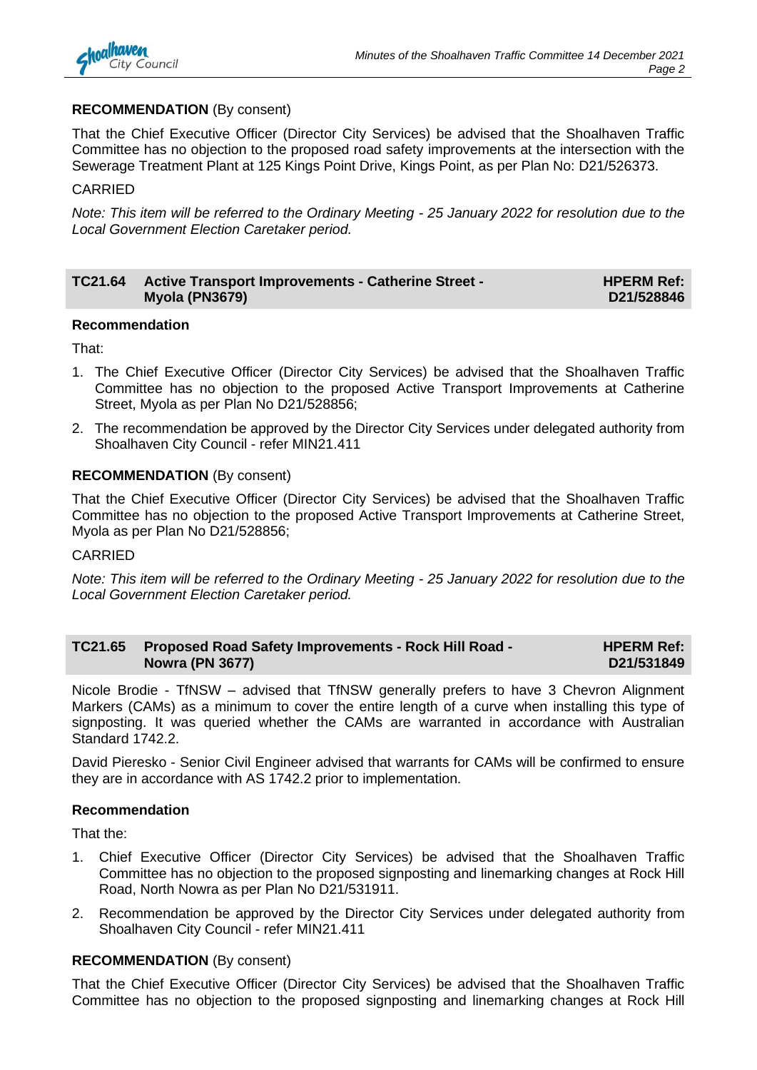**RECOMMENDATION** (By consent)

That the Chief Executive Officer (Director City Services) be advised that the Shoalhaven Traffic Committee has no objection to the proposed road safety improvements at the intersection with the Sewerage Treatment Plant at 125 Kings Point Drive, Kings Point, as per Plan No: D21/526373.

CARRIED

*Note: This item will be referred to the Ordinary Meeting - 25 January 2022 for resolution due to the Local Government Election Caretaker period.*

## TC21.64 Active Transport Improvements - Catherine Street - Myola (PN3679) — HPERM Ref: D21/528846

**Recommendation**

That:

1. The Chief Executive Officer (Director City Services) be advised that the Shoalhaven Traffic Committee has no objection to the proposed Active Transport Improvements at Catherine Street, Myola as per Plan No D21/528856;
2. The recommendation be approved by the Director City Services under delegated authority from Shoalhaven City Council - refer MIN21.411

**RECOMMENDATION** (By consent)

That the Chief Executive Officer (Director City Services) be advised that the Shoalhaven Traffic Committee has no objection to the proposed Active Transport Improvements at Catherine Street, Myola as per Plan No D21/528856;

CARRIED

*Note: This item will be referred to the Ordinary Meeting - 25 January 2022 for resolution due to the Local Government Election Caretaker period.*

## TC21.65 Proposed Road Safety Improvements - Rock Hill Road - Nowra (PN 3677) — HPERM Ref: D21/531849

Nicole Brodie - TfNSW – advised that TfNSW generally prefers to have 3 Chevron Alignment Markers (CAMs) as a minimum to cover the entire length of a curve when installing this type of signposting. It was queried whether the CAMs are warranted in accordance with Australian Standard 1742.2.

David Pieresko - Senior Civil Engineer advised that warrants for CAMs will be confirmed to ensure they are in accordance with AS 1742.2 prior to implementation.

**Recommendation**

That the:

1. Chief Executive Officer (Director City Services) be advised that the Shoalhaven Traffic Committee has no objection to the proposed signposting and linemarking changes at Rock Hill Road, North Nowra as per Plan No D21/531911.
2. Recommendation be approved by the Director City Services under delegated authority from Shoalhaven City Council - refer MIN21.411

**RECOMMENDATION** (By consent)

That the Chief Executive Officer (Director City Services) be advised that the Shoalhaven Traffic Committee has no objection to the proposed signposting and linemarking changes at Rock Hill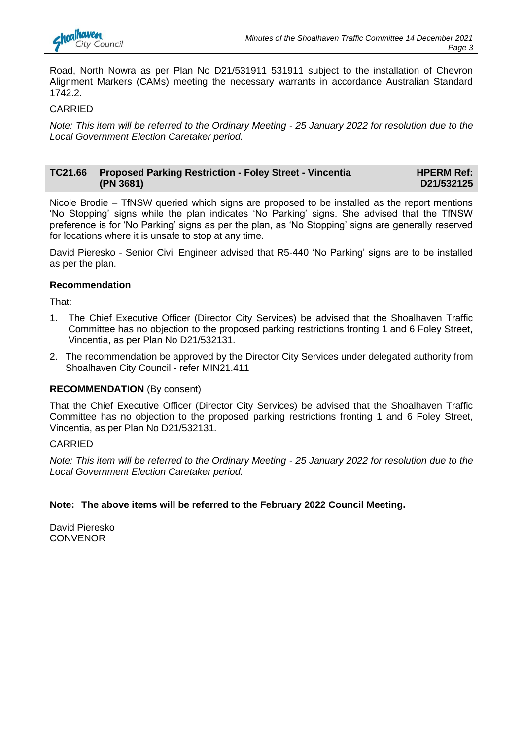Road, North Nowra as per Plan No D21/531911 531911 subject to the installation of Chevron Alignment Markers (CAMs) meeting the necessary warrants in accordance Australian Standard 1742.2.

CARRIED

*Note: This item will be referred to the Ordinary Meeting - 25 January 2022 for resolution due to the Local Government Election Caretaker period.*

## TC21.66 Proposed Parking Restriction - Foley Street - Vincentia (PN 3681) HPERM Ref: D21/532125

Nicole Brodie – TfNSW queried which signs are proposed to be installed as the report mentions 'No Stopping' signs while the plan indicates 'No Parking' signs. She advised that the TfNSW preference is for 'No Parking' signs as per the plan, as 'No Stopping' signs are generally reserved for locations where it is unsafe to stop at any time.

David Pieresko - Senior Civil Engineer advised that R5-440 'No Parking' signs are to be installed as per the plan.

**Recommendation**

That:

1. The Chief Executive Officer (Director City Services) be advised that the Shoalhaven Traffic Committee has no objection to the proposed parking restrictions fronting 1 and 6 Foley Street, Vincentia, as per Plan No D21/532131.
2. The recommendation be approved by the Director City Services under delegated authority from Shoalhaven City Council - refer MIN21.411

**RECOMMENDATION** (By consent)

That the Chief Executive Officer (Director City Services) be advised that the Shoalhaven Traffic Committee has no objection to the proposed parking restrictions fronting 1 and 6 Foley Street, Vincentia, as per Plan No D21/532131.

CARRIED

*Note: This item will be referred to the Ordinary Meeting - 25 January 2022 for resolution due to the Local Government Election Caretaker period.*

**Note: The above items will be referred to the February 2022 Council Meeting.**

David Pieresko
CONVENOR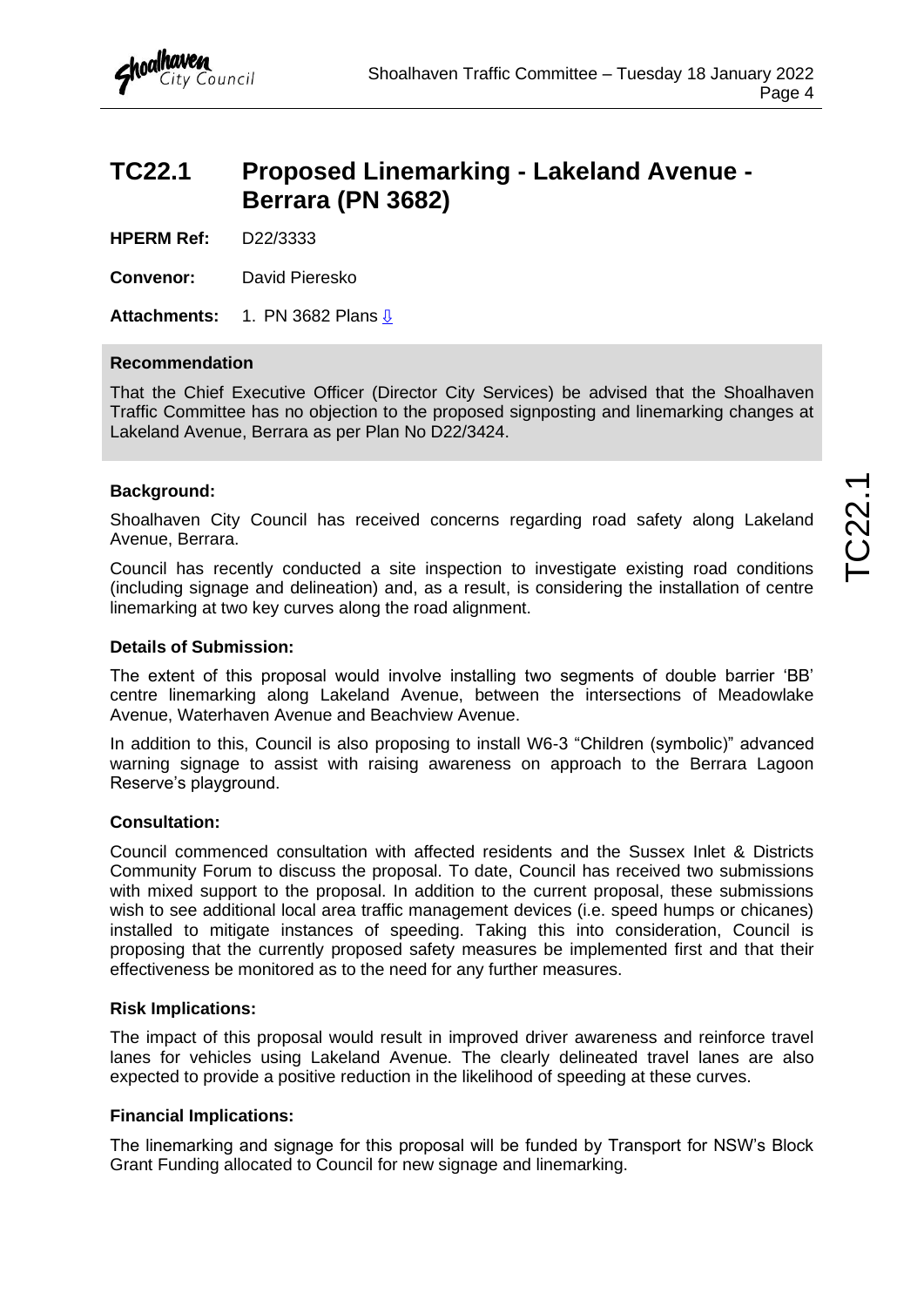# TC22.1 Proposed Linemarking - Lakeland Avenue - Berrara (PN 3682)

**HPERM Ref:** D22/3333

**Convenor:** David Pieresko

**Attachments:** 1. PN 3682 Plans ⇩

## Recommendation

That the Chief Executive Officer (Director City Services) be advised that the Shoalhaven Traffic Committee has no objection to the proposed signposting and linemarking changes at Lakeland Avenue, Berrara as per Plan No D22/3424.

### Background:

Shoalhaven City Council has received concerns regarding road safety along Lakeland Avenue, Berrara.

Council has recently conducted a site inspection to investigate existing road conditions (including signage and delineation) and, as a result, is considering the installation of centre linemarking at two key curves along the road alignment.

### Details of Submission:

The extent of this proposal would involve installing two segments of double barrier 'BB' centre linemarking along Lakeland Avenue, between the intersections of Meadowlake Avenue, Waterhaven Avenue and Beachview Avenue.

In addition to this, Council is also proposing to install W6-3 "Children (symbolic)" advanced warning signage to assist with raising awareness on approach to the Berrara Lagoon Reserve's playground.

### Consultation:

Council commenced consultation with affected residents and the Sussex Inlet & Districts Community Forum to discuss the proposal. To date, Council has received two submissions with mixed support to the proposal. In addition to the current proposal, these submissions wish to see additional local area traffic management devices (i.e. speed humps or chicanes) installed to mitigate instances of speeding. Taking this into consideration, Council is proposing that the currently proposed safety measures be implemented first and that their effectiveness be monitored as to the need for any further measures.

### Risk Implications:

The impact of this proposal would result in improved driver awareness and reinforce travel lanes for vehicles using Lakeland Avenue. The clearly delineated travel lanes are also expected to provide a positive reduction in the likelihood of speeding at these curves.

### Financial Implications:

The linemarking and signage for this proposal will be funded by Transport for NSW's Block Grant Funding allocated to Council for new signage and linemarking.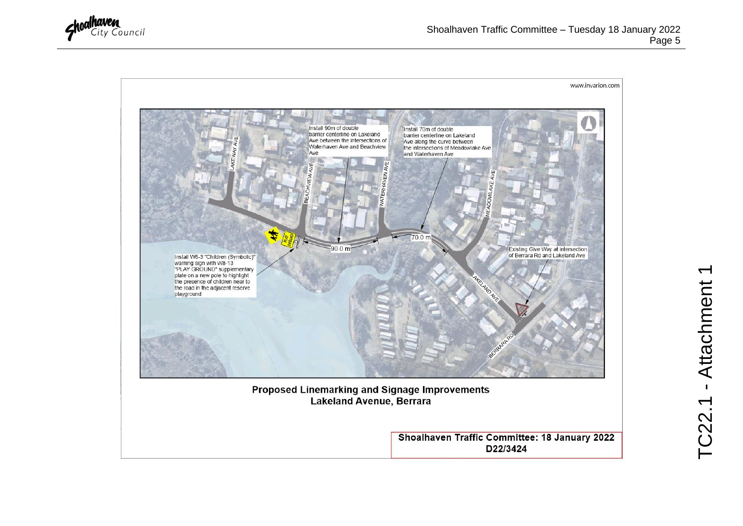www.invarion.com

Install 90m of double barrier centerline on Lakeland Ave between the intersections of Waterhaven Ave and Beachview Ave

Install 70m of double barrier centerline on Lakeland Ave along the curve between the intersections of Meadowlake Ave and Waterhaven Ave

Install W6-3 "Children (Symbolic)" warning sign with W8-13 "PLAY GROUND" supplementary plate on a new pole to highlight the presence of children near to the road in the adjacent reserve playground

Existing Give Way at intersection of Berrara Rd and Lakeland Ave

LAKEWAY AVE

BEACHVIEW AVE

WATERHAVEN AVE

MEADOWLAKE AVE

LAKELAND AVE

BERRARA RD

90.0 m

70.0 m

**Proposed Linemarking and Signage Improvements**
**Lakeland Avenue, Berrara**

**Shoalhaven Traffic Committee: 18 January 2022**
**D22/3424**

TC22.1 - Attachment 1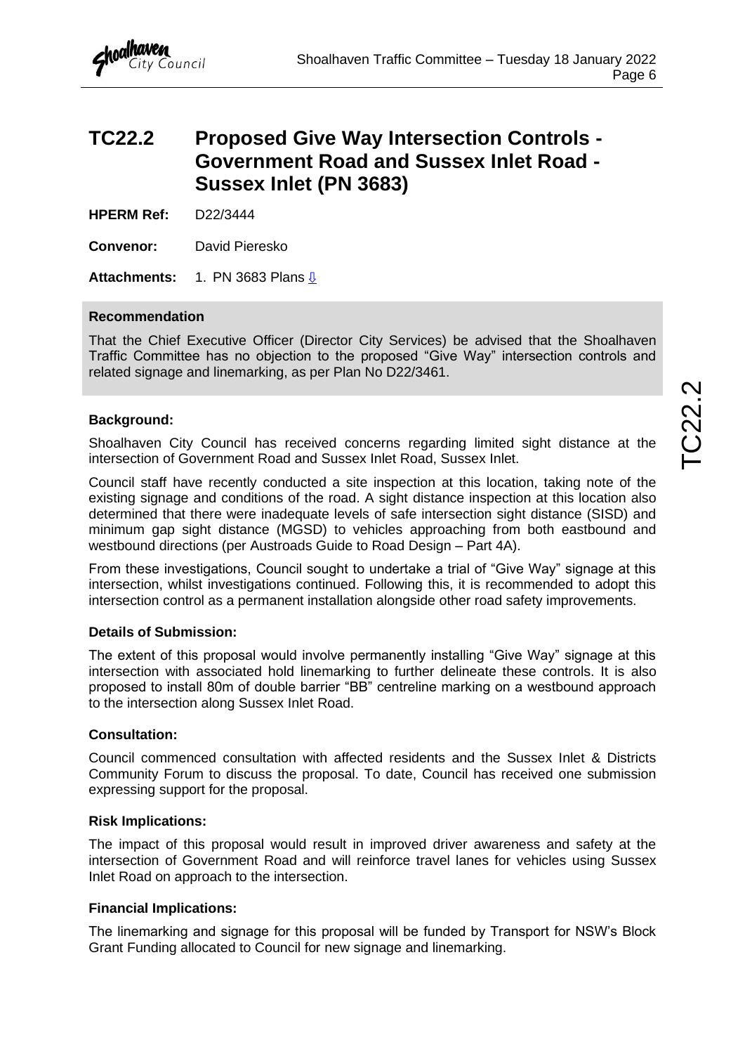# TC22.2 Proposed Give Way Intersection Controls - Government Road and Sussex Inlet Road - Sussex Inlet (PN 3683)

**HPERM Ref:** D22/3444

**Convenor:** David Pieresko

**Attachments:** 1. PN 3683 Plans ⇩

**Recommendation**

That the Chief Executive Officer (Director City Services) be advised that the Shoalhaven Traffic Committee has no objection to the proposed "Give Way" intersection controls and related signage and linemarking, as per Plan No D22/3461.

**Background:**

Shoalhaven City Council has received concerns regarding limited sight distance at the intersection of Government Road and Sussex Inlet Road, Sussex Inlet.

Council staff have recently conducted a site inspection at this location, taking note of the existing signage and conditions of the road. A sight distance inspection at this location also determined that there were inadequate levels of safe intersection sight distance (SISD) and minimum gap sight distance (MGSD) to vehicles approaching from both eastbound and westbound directions (per Austroads Guide to Road Design – Part 4A).

From these investigations, Council sought to undertake a trial of "Give Way" signage at this intersection, whilst investigations continued. Following this, it is recommended to adopt this intersection control as a permanent installation alongside other road safety improvements.

**Details of Submission:**

The extent of this proposal would involve permanently installing "Give Way" signage at this intersection with associated hold linemarking to further delineate these controls. It is also proposed to install 80m of double barrier "BB" centreline marking on a westbound approach to the intersection along Sussex Inlet Road.

**Consultation:**

Council commenced consultation with affected residents and the Sussex Inlet & Districts Community Forum to discuss the proposal. To date, Council has received one submission expressing support for the proposal.

**Risk Implications:**

The impact of this proposal would result in improved driver awareness and safety at the intersection of Government Road and will reinforce travel lanes for vehicles using Sussex Inlet Road on approach to the intersection.

**Financial Implications:**

The linemarking and signage for this proposal will be funded by Transport for NSW's Block Grant Funding allocated to Council for new signage and linemarking.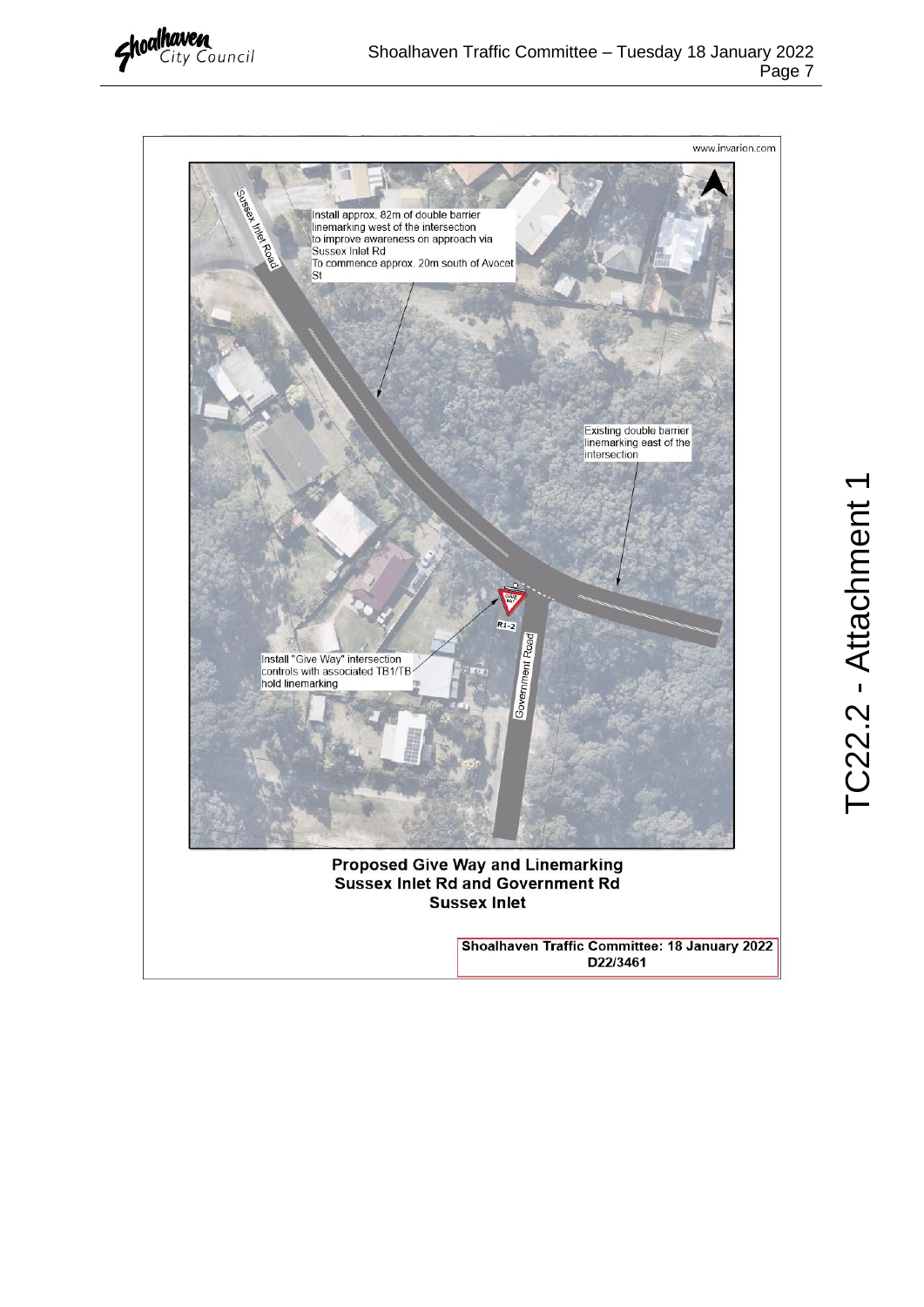www.invarion.com

Sussex Inlet Road

Install approx. 82m of double barrier linemarking west of the intersection to improve awareness on approach via Sussex Inlet Rd
To commence approx. 20m south of Avocet St

Existing double barrier linemarking east of the intersection

R1-2

Government Road

Install "Give Way" intersection controls with associated TB1/TB hold linemarking

**Proposed Give Way and Linemarking**
**Sussex Inlet Rd and Government Rd**
**Sussex Inlet**

**Shoalhaven Traffic Committee: 18 January 2022**
**D22/3461**

TC22.2 - Attachment 1